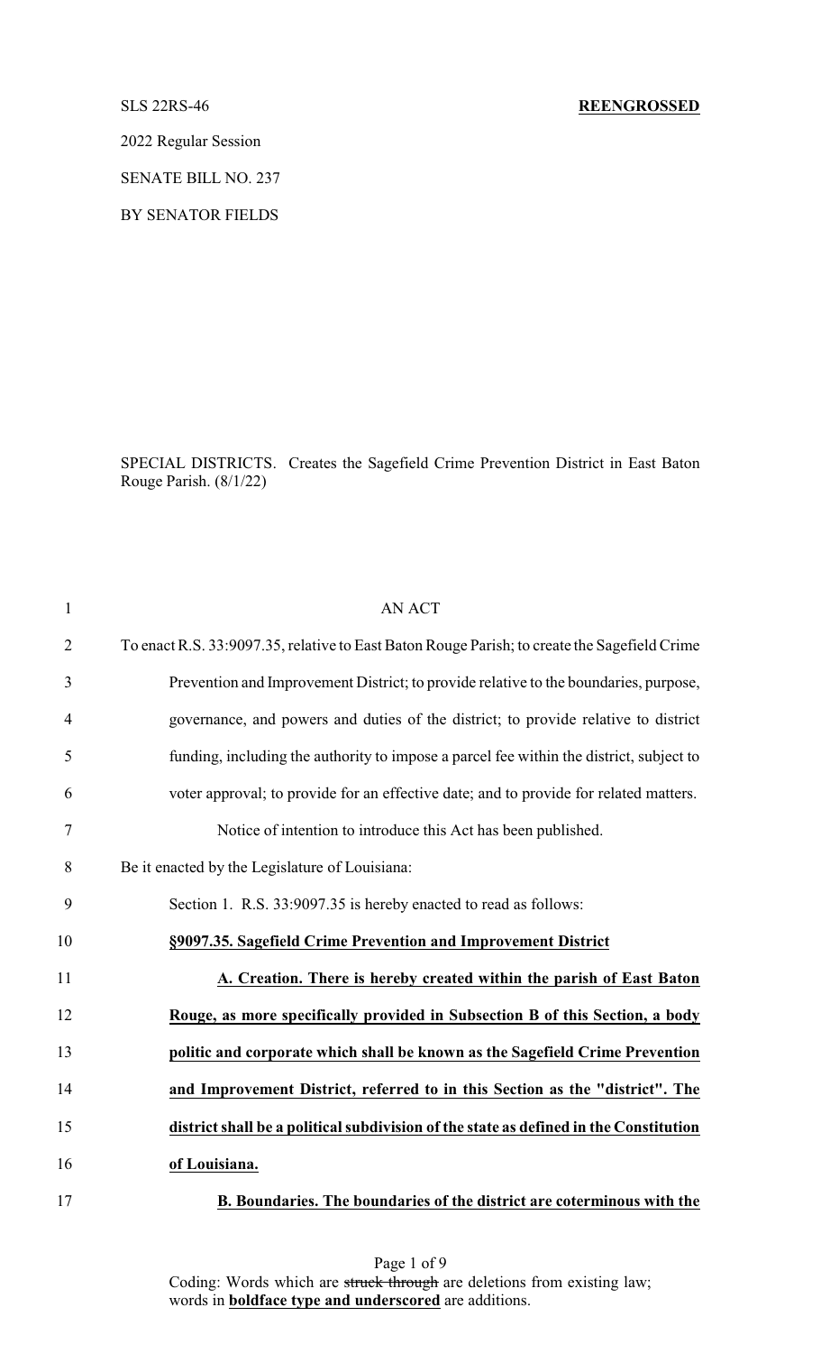SLS 22RS-46 **REENGROSSED**

2022 Regular Session

SENATE BILL NO. 237

BY SENATOR FIELDS

SPECIAL DISTRICTS. Creates the Sagefield Crime Prevention District in East Baton Rouge Parish. (8/1/22)

AN ACT

To enact R.S. 33:9097.35, relative to East Baton Rouge Parish; to create the Sagefield Crime Prevention and Improvement District; to provide relative to the boundaries, purpose, governance, and powers and duties of the district; to provide relative to district funding, including the authority to impose a parcel fee within the district, subject to voter approval; to provide for an effective date; and to provide for related matters.

Notice of intention to introduce this Act has been published.

Be it enacted by the Legislature of Louisiana:

Section 1. R.S. 33:9097.35 is hereby enacted to read as follows:

**§9097.35. Sagefield Crime Prevention and Improvement District**

**A. Creation. There is hereby created within the parish of East Baton Rouge, as more specifically provided in Subsection B of this Section, a body politic and corporate which shall be known as the Sagefield Crime Prevention and Improvement District, referred to in this Section as the "district". The district shall be a political subdivision of the state as defined in the Constitution of Louisiana.**

**B. Boundaries. The boundaries of the district are coterminous with the**

Coding: Words which are ~~struck through~~ are deletions from existing law; words in **boldface type and underscored** are additions.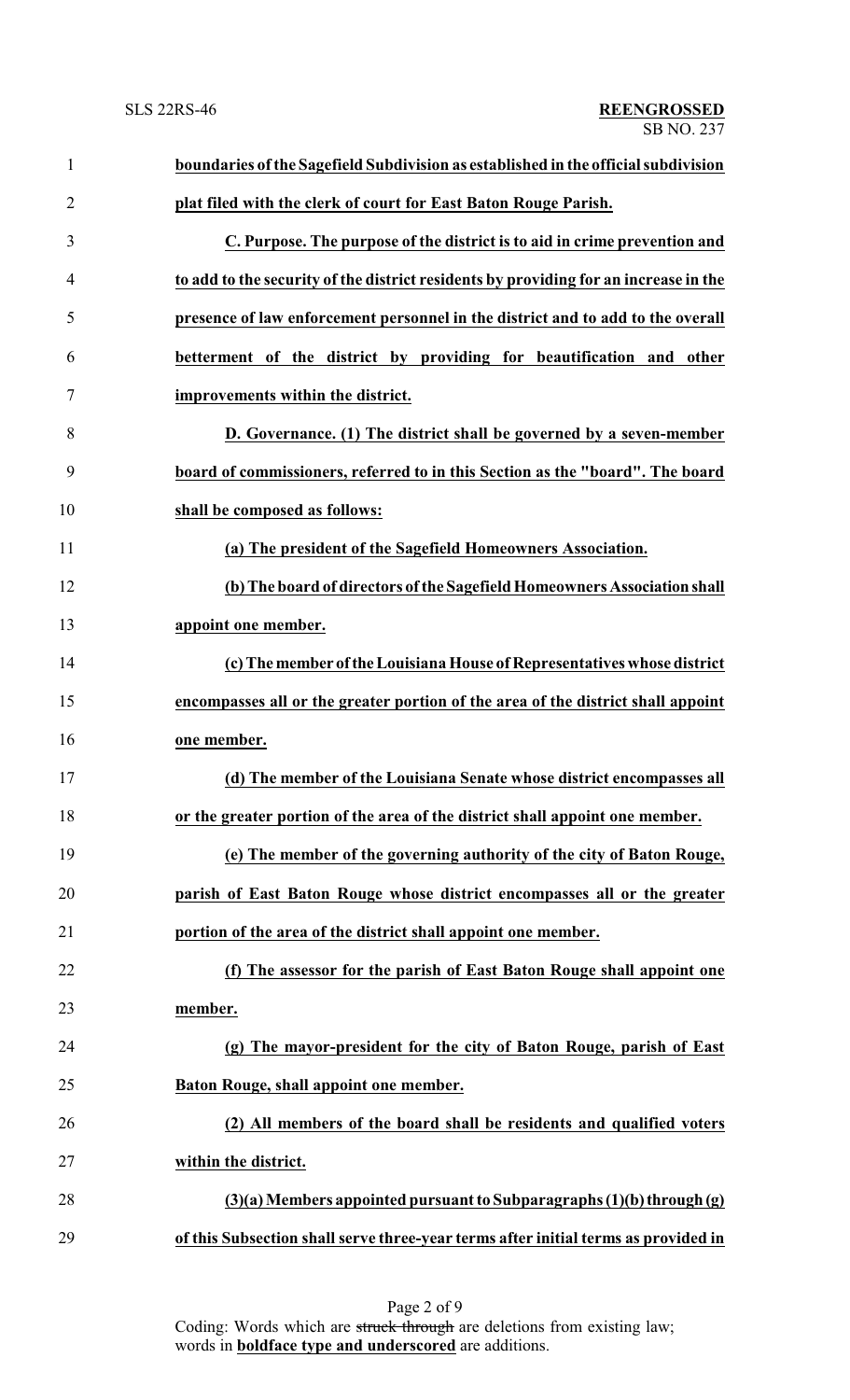**boundaries of the Sagefield Subdivision as established in the official subdivision plat filed with the clerk of court for East Baton Rouge Parish.**

**C. Purpose. The purpose of the district is to aid in crime prevention and to add to the security of the district residents by providing for an increase in the presence of law enforcement personnel in the district and to add to the overall betterment of the district by providing for beautification and other improvements within the district.**

**D. Governance. (1) The district shall be governed by a seven-member board of commissioners, referred to in this Section as the "board". The board shall be composed as follows:**

**(a) The president of the Sagefield Homeowners Association.**

**(b) The board of directors of the Sagefield Homeowners Association shall appoint one member.**

**(c) The member of the Louisiana House of Representatives whose district encompasses all or the greater portion of the area of the district shall appoint one member.**

**(d) The member of the Louisiana Senate whose district encompasses all or the greater portion of the area of the district shall appoint one member.**

**(e) The member of the governing authority of the city of Baton Rouge, parish of East Baton Rouge whose district encompasses all or the greater portion of the area of the district shall appoint one member.**

**(f) The assessor for the parish of East Baton Rouge shall appoint one member.**

**(g) The mayor-president for the city of Baton Rouge, parish of East Baton Rouge, shall appoint one member.**

**(2) All members of the board shall be residents and qualified voters within the district.**

**(3)(a) Members appointed pursuant to Subparagraphs (1)(b) through (g) of this Subsection shall serve three-year terms after initial terms as provided in**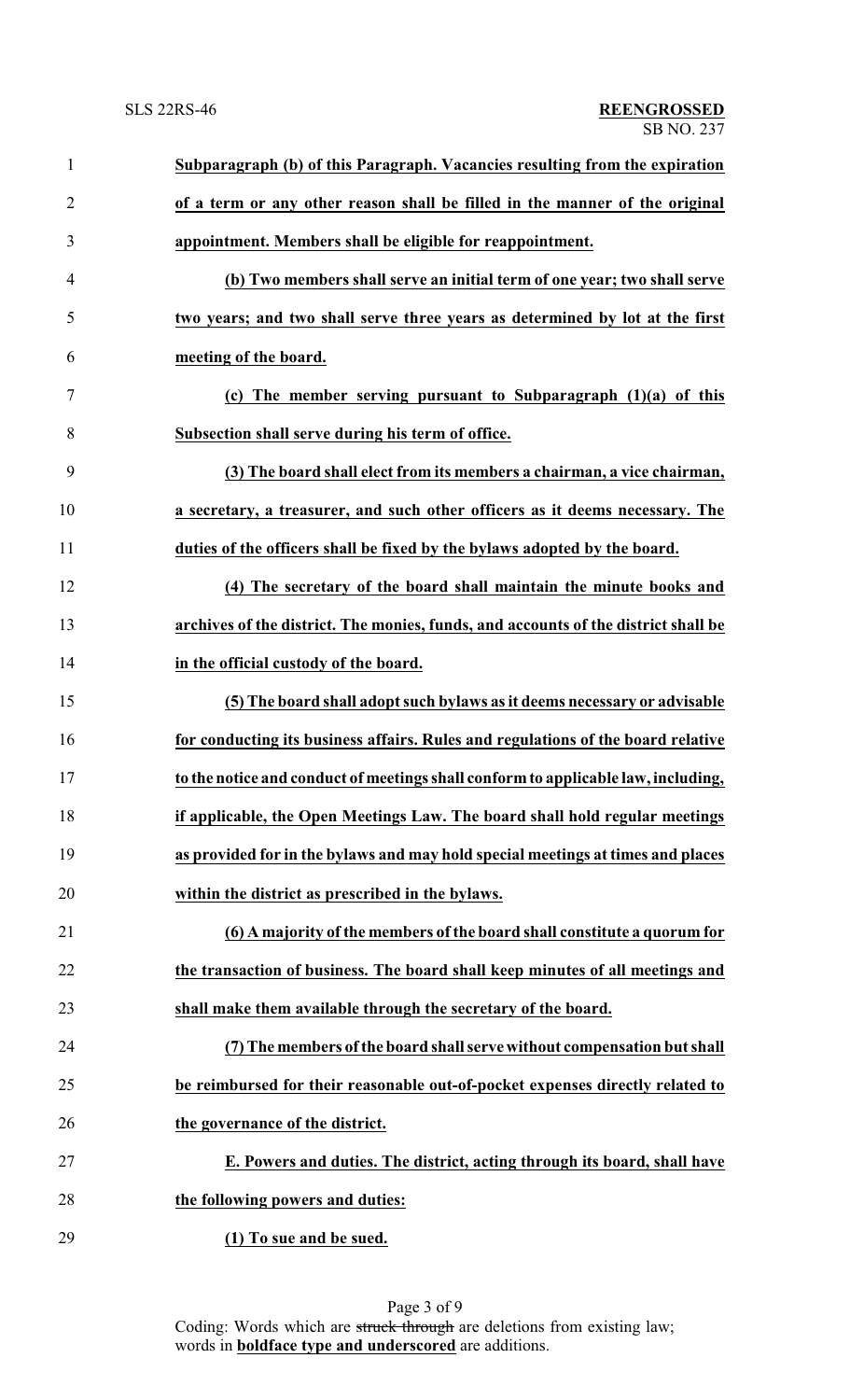**Subparagraph (b) of this Paragraph. Vacancies resulting from the expiration of a term or any other reason shall be filled in the manner of the original appointment. Members shall be eligible for reappointment.**

**(b) Two members shall serve an initial term of one year; two shall serve two years; and two shall serve three years as determined by lot at the first meeting of the board.**

**(c) The member serving pursuant to Subparagraph (1)(a) of this Subsection shall serve during his term of office.**

**(3) The board shall elect from its members a chairman, a vice chairman, a secretary, a treasurer, and such other officers as it deems necessary. The duties of the officers shall be fixed by the bylaws adopted by the board.**

**(4) The secretary of the board shall maintain the minute books and archives of the district. The monies, funds, and accounts of the district shall be in the official custody of the board.**

**(5) The board shall adopt such bylaws as it deems necessary or advisable for conducting its business affairs. Rules and regulations of the board relative to the notice and conduct of meetings shall conform to applicable law, including, if applicable, the Open Meetings Law. The board shall hold regular meetings as provided for in the bylaws and may hold special meetings at times and places within the district as prescribed in the bylaws.**

**(6) A majority of the members of the board shall constitute a quorum for the transaction of business. The board shall keep minutes of all meetings and shall make them available through the secretary of the board.**

**(7) The members of the board shall serve without compensation but shall be reimbursed for their reasonable out-of-pocket expenses directly related to the governance of the district.**

**E. Powers and duties. The district, acting through its board, shall have the following powers and duties:**

**(1) To sue and be sued.**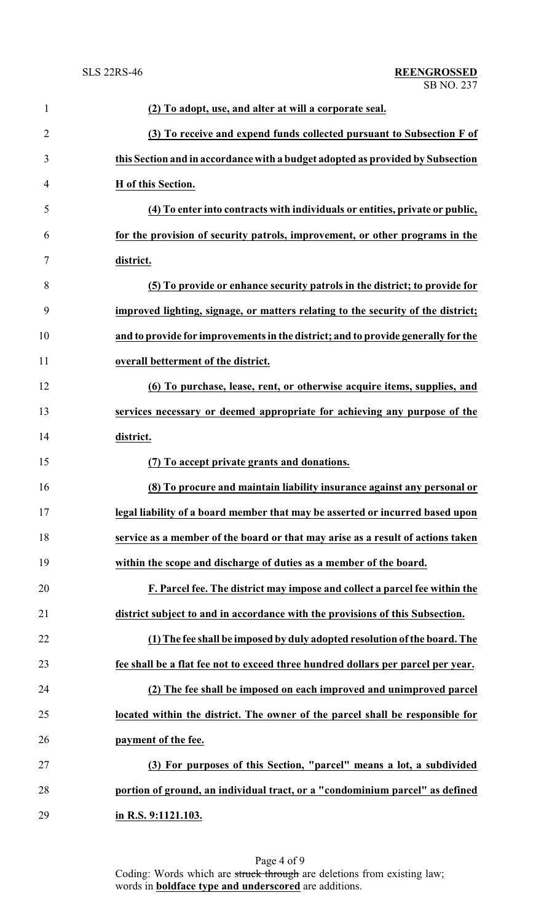**(2) To adopt, use, and alter at will a corporate seal.**

**(3) To receive and expend funds collected pursuant to Subsection F of this Section and in accordance with a budget adopted as provided by Subsection H of this Section.**

**(4) To enter into contracts with individuals or entities, private or public, for the provision of security patrols, improvement, or other programs in the district.**

**(5) To provide or enhance security patrols in the district; to provide for improved lighting, signage, or matters relating to the security of the district; and to provide for improvements in the district; and to provide generally for the overall betterment of the district.**

**(6) To purchase, lease, rent, or otherwise acquire items, supplies, and services necessary or deemed appropriate for achieving any purpose of the district.**

**(7) To accept private grants and donations.**

**(8) To procure and maintain liability insurance against any personal or legal liability of a board member that may be asserted or incurred based upon service as a member of the board or that may arise as a result of actions taken within the scope and discharge of duties as a member of the board.**

**F. Parcel fee. The district may impose and collect a parcel fee within the district subject to and in accordance with the provisions of this Subsection.**

**(1) The fee shall be imposed by duly adopted resolution of the board. The fee shall be a flat fee not to exceed three hundred dollars per parcel per year.**

**(2) The fee shall be imposed on each improved and unimproved parcel located within the district. The owner of the parcel shall be responsible for payment of the fee.**

**(3) For purposes of this Section, "parcel" means a lot, a subdivided portion of ground, an individual tract, or a "condominium parcel" as defined in R.S. 9:1121.103.**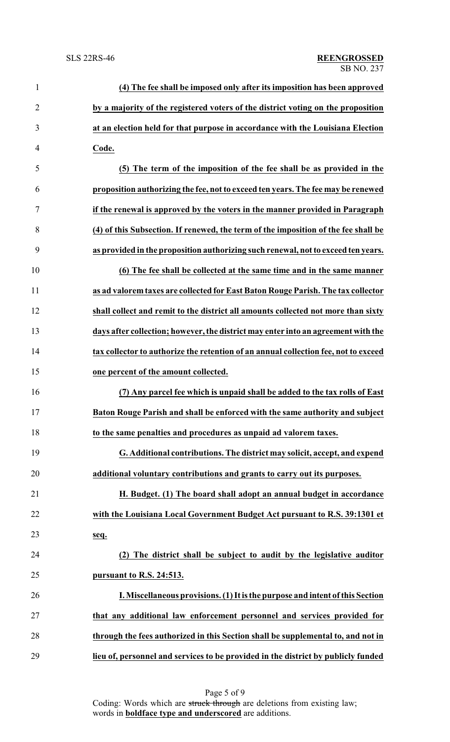**(4) The fee shall be imposed only after its imposition has been approved by a majority of the registered voters of the district voting on the proposition at an election held for that purpose in accordance with the Louisiana Election Code.**

**(5) The term of the imposition of the fee shall be as provided in the proposition authorizing the fee, not to exceed ten years. The fee may be renewed if the renewal is approved by the voters in the manner provided in Paragraph (4) of this Subsection. If renewed, the term of the imposition of the fee shall be as provided in the proposition authorizing such renewal, not to exceed ten years.**

**(6) The fee shall be collected at the same time and in the same manner as ad valorem taxes are collected for East Baton Rouge Parish. The tax collector shall collect and remit to the district all amounts collected not more than sixty days after collection; however, the district may enter into an agreement with the tax collector to authorize the retention of an annual collection fee, not to exceed one percent of the amount collected.**

**(7) Any parcel fee which is unpaid shall be added to the tax rolls of East Baton Rouge Parish and shall be enforced with the same authority and subject to the same penalties and procedures as unpaid ad valorem taxes.**

**G. Additional contributions. The district may solicit, accept, and expend additional voluntary contributions and grants to carry out its purposes.**

**H. Budget. (1) The board shall adopt an annual budget in accordance with the Louisiana Local Government Budget Act pursuant to R.S. 39:1301 et seq.**

**(2) The district shall be subject to audit by the legislative auditor pursuant to R.S. 24:513.**

**I. Miscellaneous provisions. (1) It is the purpose and intent of this Section that any additional law enforcement personnel and services provided for through the fees authorized in this Section shall be supplemental to, and not in lieu of, personnel and services to be provided in the district by publicly funded**

Coding: Words which are ~~struck through~~ are deletions from existing law; words in **boldface type and underscored** are additions.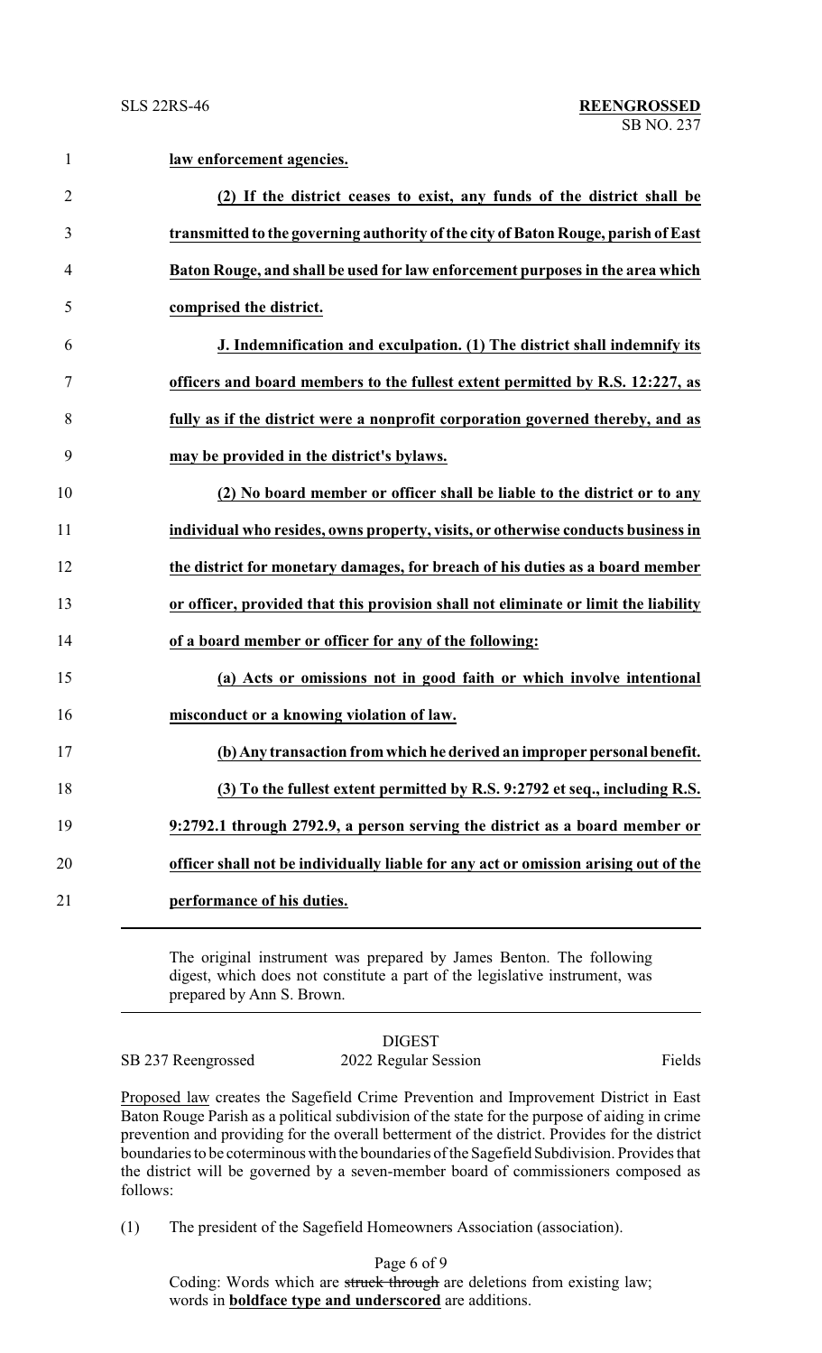**law enforcement agencies.**

**(2) If the district ceases to exist, any funds of the district shall be transmitted to the governing authority of the city of Baton Rouge, parish of East Baton Rouge, and shall be used for law enforcement purposes in the area which comprised the district.**

**J. Indemnification and exculpation. (1) The district shall indemnify its officers and board members to the fullest extent permitted by R.S. 12:227, as fully as if the district were a nonprofit corporation governed thereby, and as may be provided in the district's bylaws.**

**(2) No board member or officer shall be liable to the district or to any individual who resides, owns property, visits, or otherwise conducts business in the district for monetary damages, for breach of his duties as a board member or officer, provided that this provision shall not eliminate or limit the liability of a board member or officer for any of the following:**

**(a) Acts or omissions not in good faith or which involve intentional misconduct or a knowing violation of law.**

**(b) Any transaction from which he derived an improper personal benefit.**

**(3) To the fullest extent permitted by R.S. 9:2792 et seq., including R.S. 9:2792.1 through 2792.9, a person serving the district as a board member or officer shall not be individually liable for any act or omission arising out of the performance of his duties.**

---

The original instrument was prepared by James Benton. The following digest, which does not constitute a part of the legislative instrument, was prepared by Ann S. Brown.

---

DIGEST

SB 237 Reengrossed 2022 Regular Session Fields

Proposed law creates the Sagefield Crime Prevention and Improvement District in East Baton Rouge Parish as a political subdivision of the state for the purpose of aiding in crime prevention and providing for the overall betterment of the district. Provides for the district boundaries to be coterminous with the boundaries of the Sagefield Subdivision. Provides that the district will be governed by a seven-member board of commissioners composed as follows:

(1) The president of the Sagefield Homeowners Association (association).

Coding: Words which are ~~struck through~~ are deletions from existing law; words in **boldface type and underscored** are additions.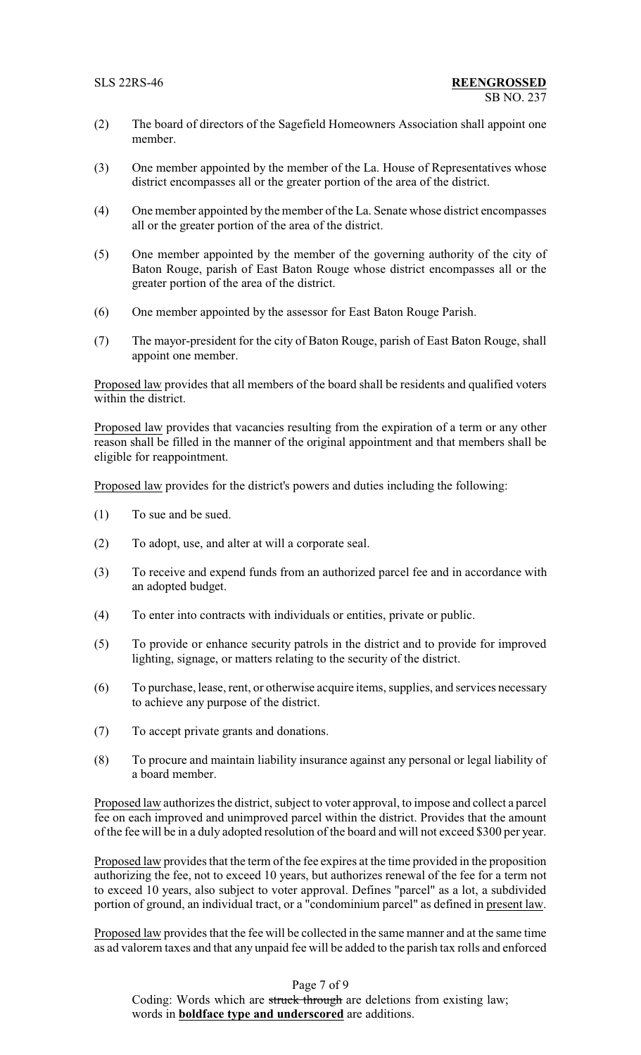(2) The board of directors of the Sagefield Homeowners Association shall appoint one member.

(3) One member appointed by the member of the La. House of Representatives whose district encompasses all or the greater portion of the area of the district.

(4) One member appointed by the member of the La. Senate whose district encompasses all or the greater portion of the area of the district.

(5) One member appointed by the member of the governing authority of the city of Baton Rouge, parish of East Baton Rouge whose district encompasses all or the greater portion of the area of the district.

(6) One member appointed by the assessor for East Baton Rouge Parish.

(7) The mayor-president for the city of Baton Rouge, parish of East Baton Rouge, shall appoint one member.

Proposed law provides that all members of the board shall be residents and qualified voters within the district.

Proposed law provides that vacancies resulting from the expiration of a term or any other reason shall be filled in the manner of the original appointment and that members shall be eligible for reappointment.

Proposed law provides for the district's powers and duties including the following:

(1) To sue and be sued.

(2) To adopt, use, and alter at will a corporate seal.

(3) To receive and expend funds from an authorized parcel fee and in accordance with an adopted budget.

(4) To enter into contracts with individuals or entities, private or public.

(5) To provide or enhance security patrols in the district and to provide for improved lighting, signage, or matters relating to the security of the district.

(6) To purchase, lease, rent, or otherwise acquire items, supplies, and services necessary to achieve any purpose of the district.

(7) To accept private grants and donations.

(8) To procure and maintain liability insurance against any personal or legal liability of a board member.

Proposed law authorizes the district, subject to voter approval, to impose and collect a parcel fee on each improved and unimproved parcel within the district. Provides that the amount of the fee will be in a duly adopted resolution of the board and will not exceed $300 per year.

Proposed law provides that the term of the fee expires at the time provided in the proposition authorizing the fee, not to exceed 10 years, but authorizes renewal of the fee for a term not to exceed 10 years, also subject to voter approval. Defines "parcel" as a lot, a subdivided portion of ground, an individual tract, or a "condominium parcel" as defined in present law.

Proposed law provides that the fee will be collected in the same manner and at the same time as ad valorem taxes and that any unpaid fee will be added to the parish tax rolls and enforced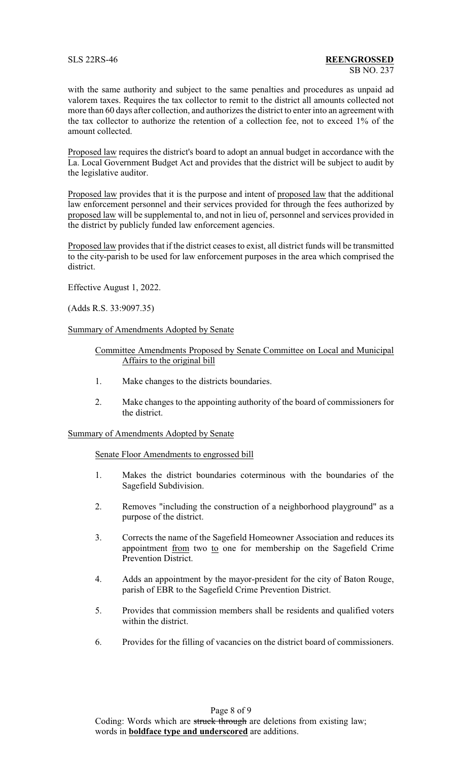with the same authority and subject to the same penalties and procedures as unpaid ad valorem taxes. Requires the tax collector to remit to the district all amounts collected not more than 60 days after collection, and authorizes the district to enter into an agreement with the tax collector to authorize the retention of a collection fee, not to exceed 1% of the amount collected.

Proposed law requires the district's board to adopt an annual budget in accordance with the La. Local Government Budget Act and provides that the district will be subject to audit by the legislative auditor.

Proposed law provides that it is the purpose and intent of proposed law that the additional law enforcement personnel and their services provided for through the fees authorized by proposed law will be supplemental to, and not in lieu of, personnel and services provided in the district by publicly funded law enforcement agencies.

Proposed law provides that if the district ceases to exist, all district funds will be transmitted to the city-parish to be used for law enforcement purposes in the area which comprised the district.

Effective August 1, 2022.

(Adds R.S. 33:9097.35)

Summary of Amendments Adopted by Senate

Committee Amendments Proposed by Senate Committee on Local and Municipal Affairs to the original bill

1. Make changes to the districts boundaries.
2. Make changes to the appointing authority of the board of commissioners for the district.

Summary of Amendments Adopted by Senate

Senate Floor Amendments to engrossed bill

1. Makes the district boundaries coterminous with the boundaries of the Sagefield Subdivision.
2. Removes "including the construction of a neighborhood playground" as a purpose of the district.
3. Corrects the name of the Sagefield Homeowner Association and reduces its appointment from two to one for membership on the Sagefield Crime Prevention District.
4. Adds an appointment by the mayor-president for the city of Baton Rouge, parish of EBR to the Sagefield Crime Prevention District.
5. Provides that commission members shall be residents and qualified voters within the district.
6. Provides for the filling of vacancies on the district board of commissioners.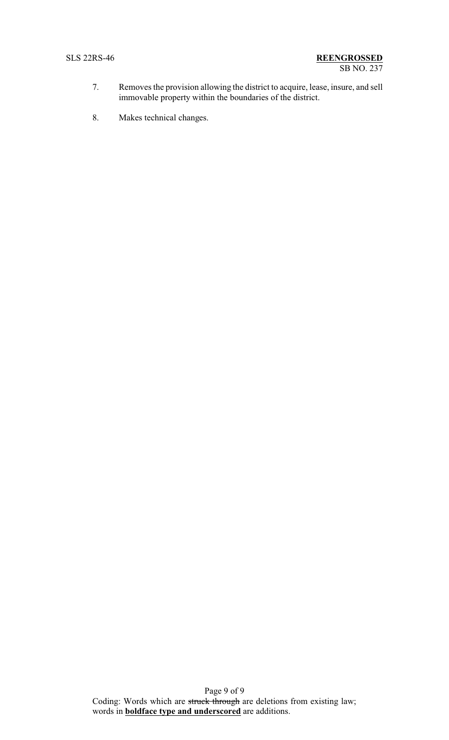7. Removes the provision allowing the district to acquire, lease, insure, and sell immovable property within the boundaries of the district.

8. Makes technical changes.